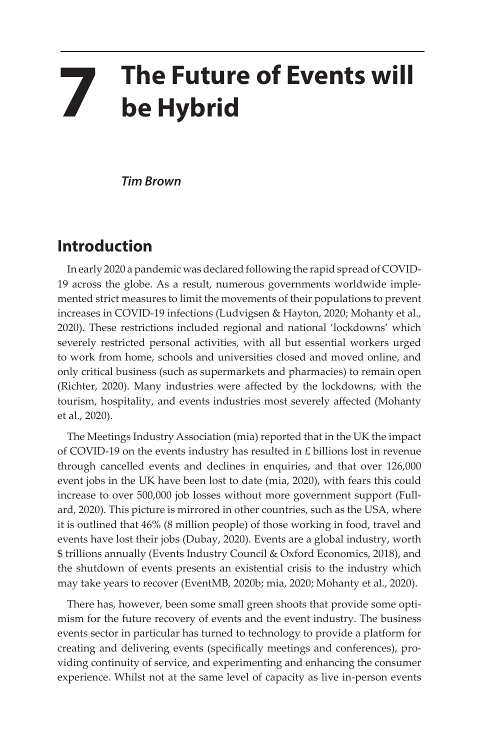# 7 The Future of Events will be Hybrid

***Tim Brown***

## Introduction

In early 2020 a pandemic was declared following the rapid spread of COVID-19 across the globe. As a result, numerous governments worldwide implemented strict measures to limit the movements of their populations to prevent increases in COVID-19 infections (Ludvigsen & Hayton, 2020; Mohanty et al., 2020). These restrictions included regional and national 'lockdowns' which severely restricted personal activities, with all but essential workers urged to work from home, schools and universities closed and moved online, and only critical business (such as supermarkets and pharmacies) to remain open (Richter, 2020). Many industries were affected by the lockdowns, with the tourism, hospitality, and events industries most severely affected (Mohanty et al., 2020).

The Meetings Industry Association (mia) reported that in the UK the impact of COVID-19 on the events industry has resulted in £ billions lost in revenue through cancelled events and declines in enquiries, and that over 126,000 event jobs in the UK have been lost to date (mia, 2020), with fears this could increase to over 500,000 job losses without more government support (Fullard, 2020). This picture is mirrored in other countries, such as the USA, where it is outlined that 46% (8 million people) of those working in food, travel and events have lost their jobs (Dubay, 2020). Events are a global industry, worth $ trillions annually (Events Industry Council & Oxford Economics, 2018), and the shutdown of events presents an existential crisis to the industry which may take years to recover (EventMB, 2020b; mia, 2020; Mohanty et al., 2020).

There has, however, been some small green shoots that provide some optimism for the future recovery of events and the event industry. The business events sector in particular has turned to technology to provide a platform for creating and delivering events (specifically meetings and conferences), providing continuity of service, and experimenting and enhancing the consumer experience. Whilst not at the same level of capacity as live in-person events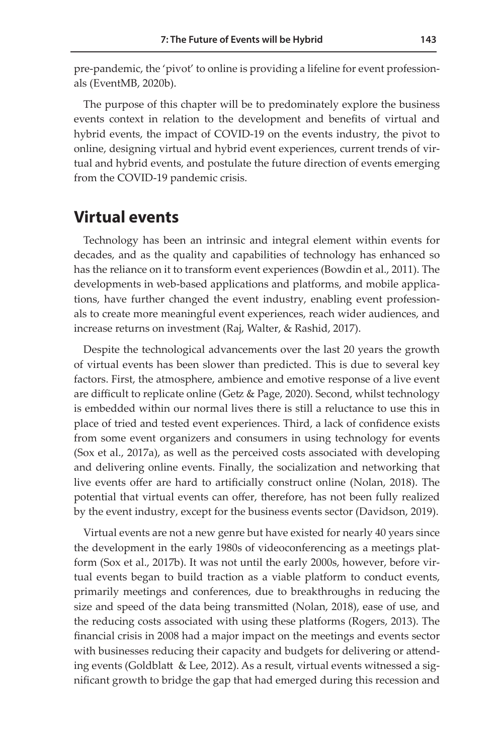pre-pandemic, the 'pivot' to online is providing a lifeline for event professionals (EventMB, 2020b).

The purpose of this chapter will be to predominately explore the business events context in relation to the development and benefits of virtual and hybrid events, the impact of COVID-19 on the events industry, the pivot to online, designing virtual and hybrid event experiences, current trends of virtual and hybrid events, and postulate the future direction of events emerging from the COVID-19 pandemic crisis.

## Virtual events

Technology has been an intrinsic and integral element within events for decades, and as the quality and capabilities of technology has enhanced so has the reliance on it to transform event experiences (Bowdin et al., 2011). The developments in web-based applications and platforms, and mobile applications, have further changed the event industry, enabling event professionals to create more meaningful event experiences, reach wider audiences, and increase returns on investment (Raj, Walter, & Rashid, 2017).

Despite the technological advancements over the last 20 years the growth of virtual events has been slower than predicted. This is due to several key factors. First, the atmosphere, ambience and emotive response of a live event are difficult to replicate online (Getz & Page, 2020). Second, whilst technology is embedded within our normal lives there is still a reluctance to use this in place of tried and tested event experiences. Third, a lack of confidence exists from some event organizers and consumers in using technology for events (Sox et al., 2017a), as well as the perceived costs associated with developing and delivering online events. Finally, the socialization and networking that live events offer are hard to artificially construct online (Nolan, 2018). The potential that virtual events can offer, therefore, has not been fully realized by the event industry, except for the business events sector (Davidson, 2019).

Virtual events are not a new genre but have existed for nearly 40 years since the development in the early 1980s of videoconferencing as a meetings platform (Sox et al., 2017b). It was not until the early 2000s, however, before virtual events began to build traction as a viable platform to conduct events, primarily meetings and conferences, due to breakthroughs in reducing the size and speed of the data being transmitted (Nolan, 2018), ease of use, and the reducing costs associated with using these platforms (Rogers, 2013). The financial crisis in 2008 had a major impact on the meetings and events sector with businesses reducing their capacity and budgets for delivering or attending events (Goldblatt & Lee, 2012). As a result, virtual events witnessed a significant growth to bridge the gap that had emerged during this recession and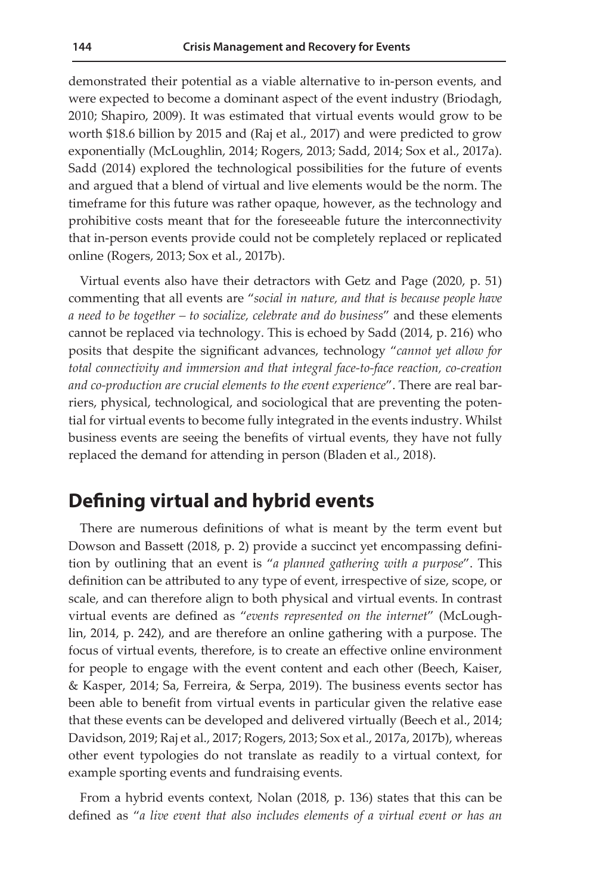demonstrated their potential as a viable alternative to in-person events, and were expected to become a dominant aspect of the event industry (Briodagh, 2010; Shapiro, 2009). It was estimated that virtual events would grow to be worth $18.6 billion by 2015 and (Raj et al., 2017) and were predicted to grow exponentially (McLoughlin, 2014; Rogers, 2013; Sadd, 2014; Sox et al., 2017a). Sadd (2014) explored the technological possibilities for the future of events and argued that a blend of virtual and live elements would be the norm. The timeframe for this future was rather opaque, however, as the technology and prohibitive costs meant that for the foreseeable future the interconnectivity that in-person events provide could not be completely replaced or replicated online (Rogers, 2013; Sox et al., 2017b).

Virtual events also have their detractors with Getz and Page (2020, p. 51) commenting that all events are "*social in nature, and that is because people have a need to be together – to socialize, celebrate and do business*" and these elements cannot be replaced via technology. This is echoed by Sadd (2014, p. 216) who posits that despite the significant advances, technology "*cannot yet allow for total connectivity and immersion and that integral face-to-face reaction, co-creation and co-production are crucial elements to the event experience*". There are real barriers, physical, technological, and sociological that are preventing the potential for virtual events to become fully integrated in the events industry. Whilst business events are seeing the benefits of virtual events, they have not fully replaced the demand for attending in person (Bladen et al., 2018).

## Defining virtual and hybrid events

There are numerous definitions of what is meant by the term event but Dowson and Bassett (2018, p. 2) provide a succinct yet encompassing definition by outlining that an event is "*a planned gathering with a purpose*". This definition can be attributed to any type of event, irrespective of size, scope, or scale, and can therefore align to both physical and virtual events. In contrast virtual events are defined as "*events represented on the internet*" (McLoughlin, 2014, p. 242), and are therefore an online gathering with a purpose. The focus of virtual events, therefore, is to create an effective online environment for people to engage with the event content and each other (Beech, Kaiser, & Kasper, 2014; Sa, Ferreira, & Serpa, 2019). The business events sector has been able to benefit from virtual events in particular given the relative ease that these events can be developed and delivered virtually (Beech et al., 2014; Davidson, 2019; Raj et al., 2017; Rogers, 2013; Sox et al., 2017a, 2017b), whereas other event typologies do not translate as readily to a virtual context, for example sporting events and fundraising events.

From a hybrid events context, Nolan (2018, p. 136) states that this can be defined as "*a live event that also includes elements of a virtual event or has an*